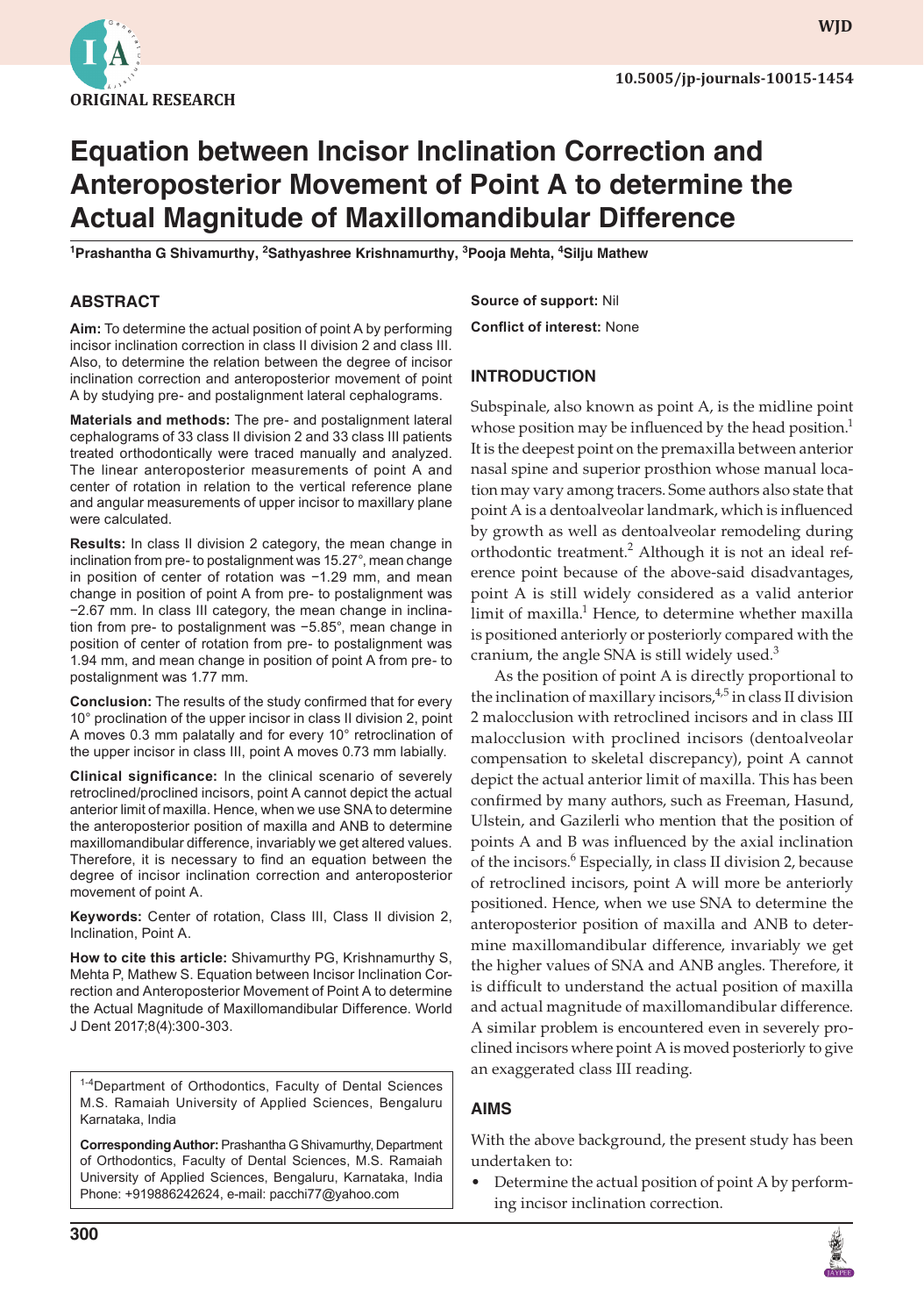ORIGINAL RESEARCH

10.5005/jp-journals-10015-1454

# Equation between Incisor Inclination Correction and Anteroposterior Movement of Point A to determine the Actual Magnitude of Maxillomandibular Difference

[1]Prashantha G Shivamurthy, [2]Sathyashree Krishnamurthy, [3]Pooja Mehta, [4]Silju Mathew

## ABSTRACT

**Aim:** To determine the actual position of point A by performing incisor inclination correction in class II division 2 and class III. Also, to determine the relation between the degree of incisor inclination correction and anteroposterior movement of point A by studying pre- and postalignment lateral cephalograms.

**Materials and methods:** The pre- and postalignment lateral cephalograms of 33 class II division 2 and 33 class III patients treated orthodontically were traced manually and analyzed. The linear anteroposterior measurements of point A and center of rotation in relation to the vertical reference plane and angular measurements of upper incisor to maxillary plane were calculated.

**Results:** In class II division 2 category, the mean change in inclination from pre- to postalignment was 15.27°, mean change in position of center of rotation was −1.29 mm, and mean change in position of point A from pre- to postalignment was −2.67 mm. In class III category, the mean change in inclination from pre- to postalignment was −5.85°, mean change in position of center of rotation from pre- to postalignment was 1.94 mm, and mean change in position of point A from pre- to postalignment was 1.77 mm.

**Conclusion:** The results of the study confirmed that for every 10° proclination of the upper incisor in class II division 2, point A moves 0.3 mm palatally and for every 10° retroclination of the upper incisor in class III, point A moves 0.73 mm labially.

**Clinical significance:** In the clinical scenario of severely retroclined/proclined incisors, point A cannot depict the actual anterior limit of maxilla. Hence, when we use SNA to determine the anteroposterior position of maxilla and ANB to determine maxillomandibular difference, invariably we get altered values. Therefore, it is necessary to find an equation between the degree of incisor inclination correction and anteroposterior movement of point A.

**Keywords:** Center of rotation, Class III, Class II division 2, Inclination, Point A.

**How to cite this article:** Shivamurthy PG, Krishnamurthy S, Mehta P, Mathew S. Equation between Incisor Inclination Correction and Anteroposterior Movement of Point A to determine the Actual Magnitude of Maxillomandibular Difference. World J Dent 2017;8(4):300-303.

[1-4]Department of Orthodontics, Faculty of Dental Sciences M.S. Ramaiah University of Applied Sciences, Bengaluru Karnataka, India

**Corresponding Author:** Prashantha G Shivamurthy, Department of Orthodontics, Faculty of Dental Sciences, M.S. Ramaiah University of Applied Sciences, Bengaluru, Karnataka, India Phone: +919886242624, e-mail: pacchi77@yahoo.com

**Source of support:** Nil

**Conflict of interest:** None

## INTRODUCTION

Subspinale, also known as point A, is the midline point whose position may be influenced by the head position.[1] It is the deepest point on the premaxilla between anterior nasal spine and superior prosthion whose manual location may vary among tracers. Some authors also state that point A is a dentoalveolar landmark, which is influenced by growth as well as dentoalveolar remodeling during orthodontic treatment.[2] Although it is not an ideal reference point because of the above-said disadvantages, point A is still widely considered as a valid anterior limit of maxilla.[1] Hence, to determine whether maxilla is positioned anteriorly or posteriorly compared with the cranium, the angle SNA is still widely used.[3]

As the position of point A is directly proportional to the inclination of maxillary incisors,[4,5] in class II division 2 malocclusion with retroclined incisors and in class III malocclusion with proclined incisors (dentoalveolar compensation to skeletal discrepancy), point A cannot depict the actual anterior limit of maxilla. This has been confirmed by many authors, such as Freeman, Hasund, Ulstein, and Gazilerli who mention that the position of points A and B was influenced by the axial inclination of the incisors.[6] Especially, in class II division 2, because of retroclined incisors, point A will more be anteriorly positioned. Hence, when we use SNA to determine the anteroposterior position of maxilla and ANB to determine maxillomandibular difference, invariably we get the higher values of SNA and ANB angles. Therefore, it is difficult to understand the actual position of maxilla and actual magnitude of maxillomandibular difference. A similar problem is encountered even in severely proclined incisors where point A is moved posteriorly to give an exaggerated class III reading.

## AIMS

With the above background, the present study has been undertaken to:

- Determine the actual position of point A by performing incisor inclination correction.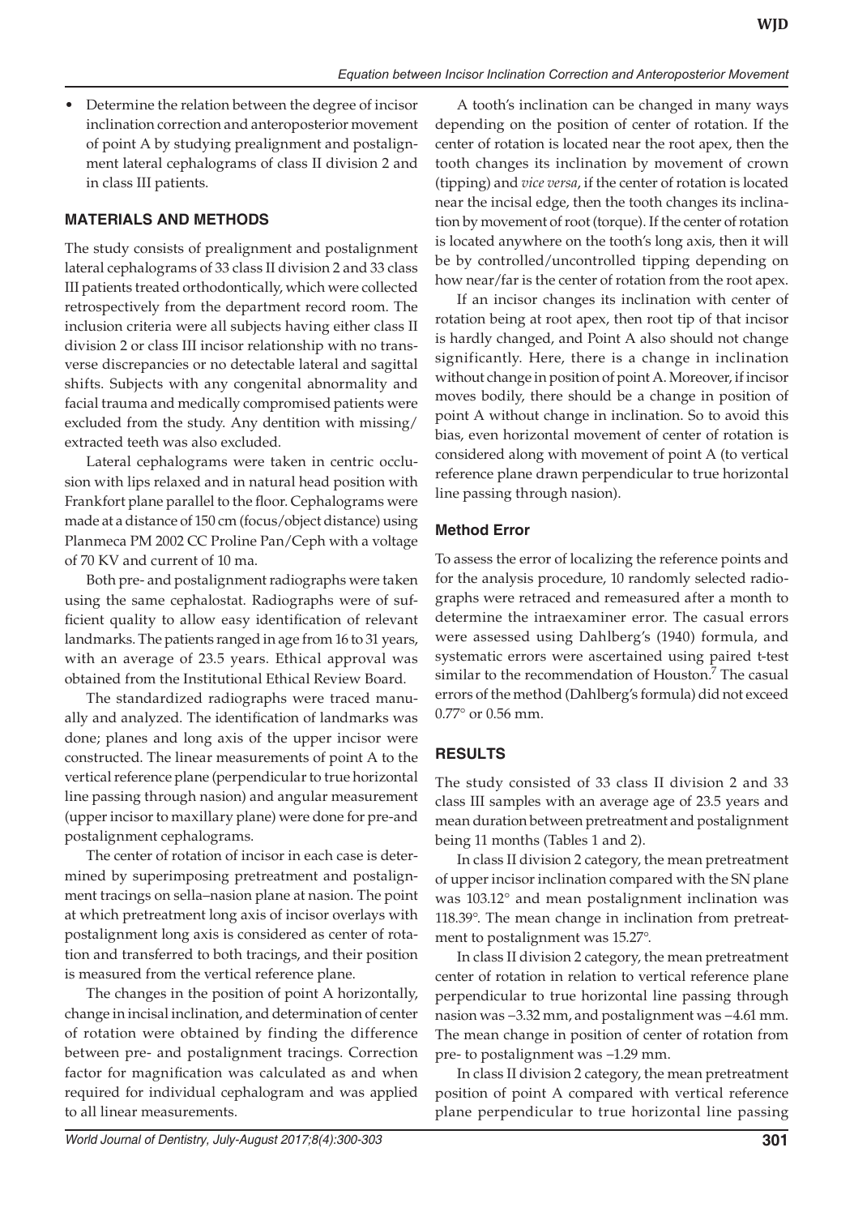- Determine the relation between the degree of incisor inclination correction and anteroposterior movement of point A by studying prealignment and postalignment lateral cephalograms of class II division 2 and in class III patients.

## MATERIALS AND METHODS

The study consists of prealignment and postalignment lateral cephalograms of 33 class II division 2 and 33 class III patients treated orthodontically, which were collected retrospectively from the department record room. The inclusion criteria were all subjects having either class II division 2 or class III incisor relationship with no transverse discrepancies or no detectable lateral and sagittal shifts. Subjects with any congenital abnormality and facial trauma and medically compromised patients were excluded from the study. Any dentition with missing/extracted teeth was also excluded.

Lateral cephalograms were taken in centric occlusion with lips relaxed and in natural head position with Frankfort plane parallel to the floor. Cephalograms were made at a distance of 150 cm (focus/object distance) using Planmeca PM 2002 CC Proline Pan/Ceph with a voltage of 70 KV and current of 10 ma.

Both pre- and postalignment radiographs were taken using the same cephalostat. Radiographs were of sufficient quality to allow easy identification of relevant landmarks. The patients ranged in age from 16 to 31 years, with an average of 23.5 years. Ethical approval was obtained from the Institutional Ethical Review Board.

The standardized radiographs were traced manually and analyzed. The identification of landmarks was done; planes and long axis of the upper incisor were constructed. The linear measurements of point A to the vertical reference plane (perpendicular to true horizontal line passing through nasion) and angular measurement (upper incisor to maxillary plane) were done for pre-and postalignment cephalograms.

The center of rotation of incisor in each case is determined by superimposing pretreatment and postalignment tracings on sella–nasion plane at nasion. The point at which pretreatment long axis of incisor overlays with postalignment long axis is considered as center of rotation and transferred to both tracings, and their position is measured from the vertical reference plane.

The changes in the position of point A horizontally, change in incisal inclination, and determination of center of rotation were obtained by finding the difference between pre- and postalignment tracings. Correction factor for magnification was calculated as and when required for individual cephalogram and was applied to all linear measurements.

A tooth's inclination can be changed in many ways depending on the position of center of rotation. If the center of rotation is located near the root apex, then the tooth changes its inclination by movement of crown (tipping) and *vice versa*, if the center of rotation is located near the incisal edge, then the tooth changes its inclination by movement of root (torque). If the center of rotation is located anywhere on the tooth's long axis, then it will be by controlled/uncontrolled tipping depending on how near/far is the center of rotation from the root apex.

If an incisor changes its inclination with center of rotation being at root apex, then root tip of that incisor is hardly changed, and Point A also should not change significantly. Here, there is a change in inclination without change in position of point A. Moreover, if incisor moves bodily, there should be a change in position of point A without change in inclination. So to avoid this bias, even horizontal movement of center of rotation is considered along with movement of point A (to vertical reference plane drawn perpendicular to true horizontal line passing through nasion).

### Method Error

To assess the error of localizing the reference points and for the analysis procedure, 10 randomly selected radiographs were retraced and remeasured after a month to determine the intraexaminer error. The casual errors were assessed using Dahlberg's (1940) formula, and systematic errors were ascertained using paired t-test similar to the recommendation of Houston.[7] The casual errors of the method (Dahlberg's formula) did not exceed 0.77° or 0.56 mm.

## RESULTS

The study consisted of 33 class II division 2 and 33 class III samples with an average age of 23.5 years and mean duration between pretreatment and postalignment being 11 months (Tables 1 and 2).

In class II division 2 category, the mean pretreatment of upper incisor inclination compared with the SN plane was 103.12° and mean postalignment inclination was 118.39°. The mean change in inclination from pretreatment to postalignment was 15.27°.

In class II division 2 category, the mean pretreatment center of rotation in relation to vertical reference plane perpendicular to true horizontal line passing through nasion was −3.32 mm, and postalignment was −4.61 mm. The mean change in position of center of rotation from pre- to postalignment was −1.29 mm.

In class II division 2 category, the mean pretreatment position of point A compared with vertical reference plane perpendicular to true horizontal line passing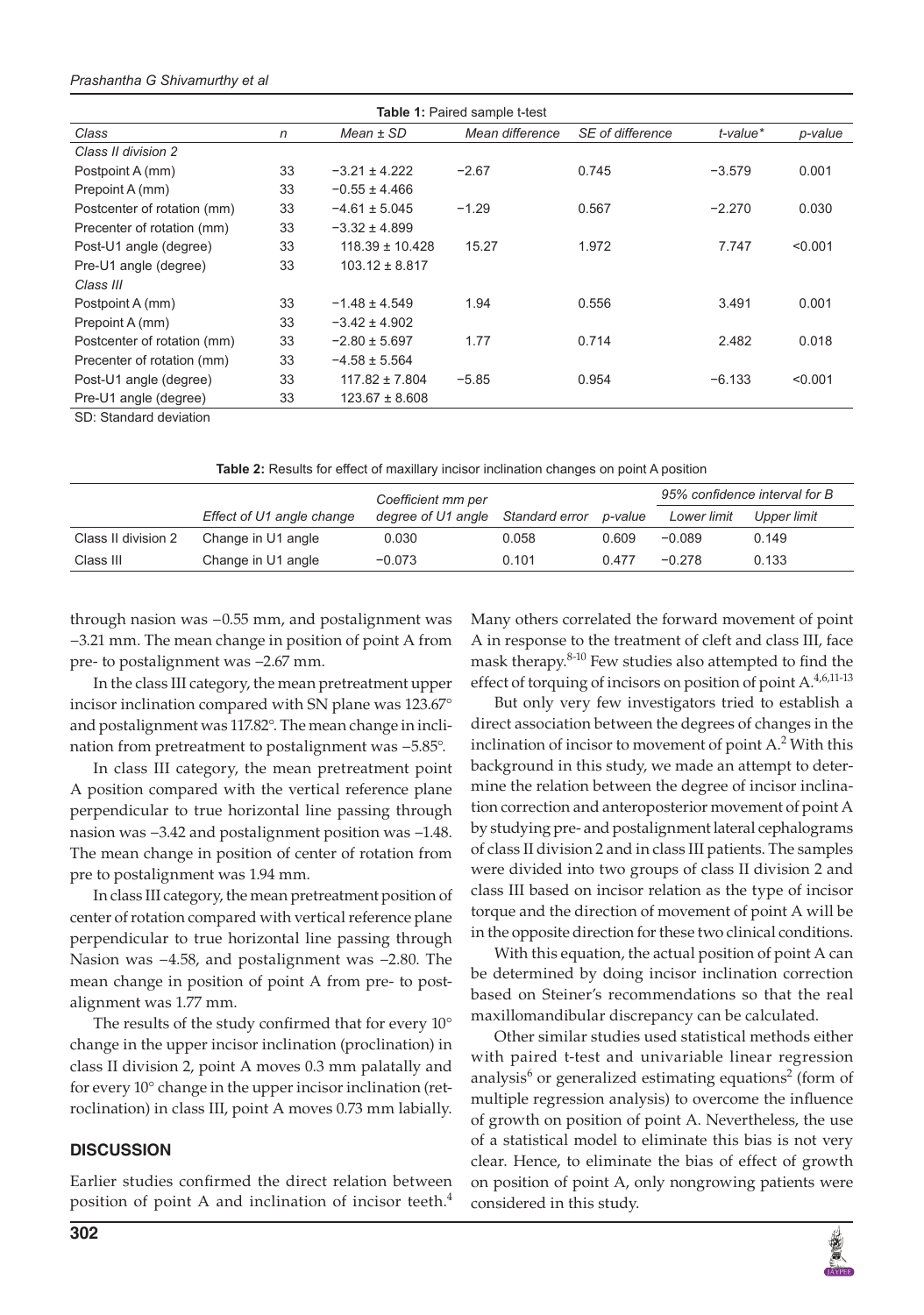**Table 1:** Paired sample t-test

| *Class* | *n* | *Mean ± SD* | *Mean difference* | *SE of difference* | *t-value** | *p-value* |
|---|---|---|---|---|---|---|
| *Class II division 2* | | | | | | |
| Postpoint A (mm) | 33 | −3.21 ± 4.222 | −2.67 | 0.745 | −3.579 | 0.001 |
| Prepoint A (mm) | 33 | −0.55 ± 4.466 | | | | |
| Postcenter of rotation (mm) | 33 | −4.61 ± 5.045 | −1.29 | 0.567 | −2.270 | 0.030 |
| Precenter of rotation (mm) | 33 | −3.32 ± 4.899 | | | | |
| Post-U1 angle (degree) | 33 | 118.39 ± 10.428 | 15.27 | 1.972 | 7.747 | <0.001 |
| Pre-U1 angle (degree) | 33 | 103.12 ± 8.817 | | | | |
| *Class III* | | | | | | |
| Postpoint A (mm) | 33 | −1.48 ± 4.549 | 1.94 | 0.556 | 3.491 | 0.001 |
| Prepoint A (mm) | 33 | −3.42 ± 4.902 | | | | |
| Postcenter of rotation (mm) | 33 | −2.80 ± 5.697 | 1.77 | 0.714 | 2.482 | 0.018 |
| Precenter of rotation (mm) | 33 | −4.58 ± 5.564 | | | | |
| Post-U1 angle (degree) | 33 | 117.82 ± 7.804 | −5.85 | 0.954 | −6.133 | <0.001 |
| Pre-U1 angle (degree) | 33 | 123.67 ± 8.608 | | | | |

SD: Standard deviation

**Table 2:** Results for effect of maxillary incisor inclination changes on point A position

| | *Effect of U1 angle change* | *Coefficient mm per degree of U1 angle* | *Standard error* | *p-value* | *95% confidence interval for B* | |
|---|---|---|---|---|---|---|
| | | | | | *Lower limit* | *Upper limit* |
| Class II division 2 | Change in U1 angle | 0.030 | 0.058 | 0.609 | −0.089 | 0.149 |
| Class III | Change in U1 angle | −0.073 | 0.101 | 0.477 | −0.278 | 0.133 |

through nasion was −0.55 mm, and postalignment was −3.21 mm. The mean change in position of point A from pre- to postalignment was −2.67 mm.

In the class III category, the mean pretreatment upper incisor inclination compared with SN plane was 123.67° and postalignment was 117.82°. The mean change in inclination from pretreatment to postalignment was −5.85°.

In class III category, the mean pretreatment point A position compared with the vertical reference plane perpendicular to true horizontal line passing through nasion was −3.42 and postalignment position was −1.48. The mean change in position of center of rotation from pre to postalignment was 1.94 mm.

In class III category, the mean pretreatment position of center of rotation compared with vertical reference plane perpendicular to true horizontal line passing through Nasion was −4.58, and postalignment was −2.80. The mean change in position of point A from pre- to postalignment was 1.77 mm.

The results of the study confirmed that for every 10° change in the upper incisor inclination (proclination) in class II division 2, point A moves 0.3 mm palatally and for every 10° change in the upper incisor inclination (retroclination) in class III, point A moves 0.73 mm labially.

## DISCUSSION

Earlier studies confirmed the direct relation between position of point A and inclination of incisor teeth.[4] Many others correlated the forward movement of point A in response to the treatment of cleft and class III, face mask therapy.[8-10] Few studies also attempted to find the effect of torquing of incisors on position of point A.[4,6,11-13]

But only very few investigators tried to establish a direct association between the degrees of changes in the inclination of incisor to movement of point A.[2] With this background in this study, we made an attempt to determine the relation between the degree of incisor inclination correction and anteroposterior movement of point A by studying pre- and postalignment lateral cephalograms of class II division 2 and in class III patients. The samples were divided into two groups of class II division 2 and class III based on incisor relation as the type of incisor torque and the direction of movement of point A will be in the opposite direction for these two clinical conditions.

With this equation, the actual position of point A can be determined by doing incisor inclination correction based on Steiner's recommendations so that the real maxillomandibular discrepancy can be calculated.

Other similar studies used statistical methods either with paired t-test and univariable linear regression analysis[6] or generalized estimating equations[2] (form of multiple regression analysis) to overcome the influence of growth on position of point A. Nevertheless, the use of a statistical model to eliminate this bias is not very clear. Hence, to eliminate the bias of effect of growth on position of point A, only nongrowing patients were considered in this study.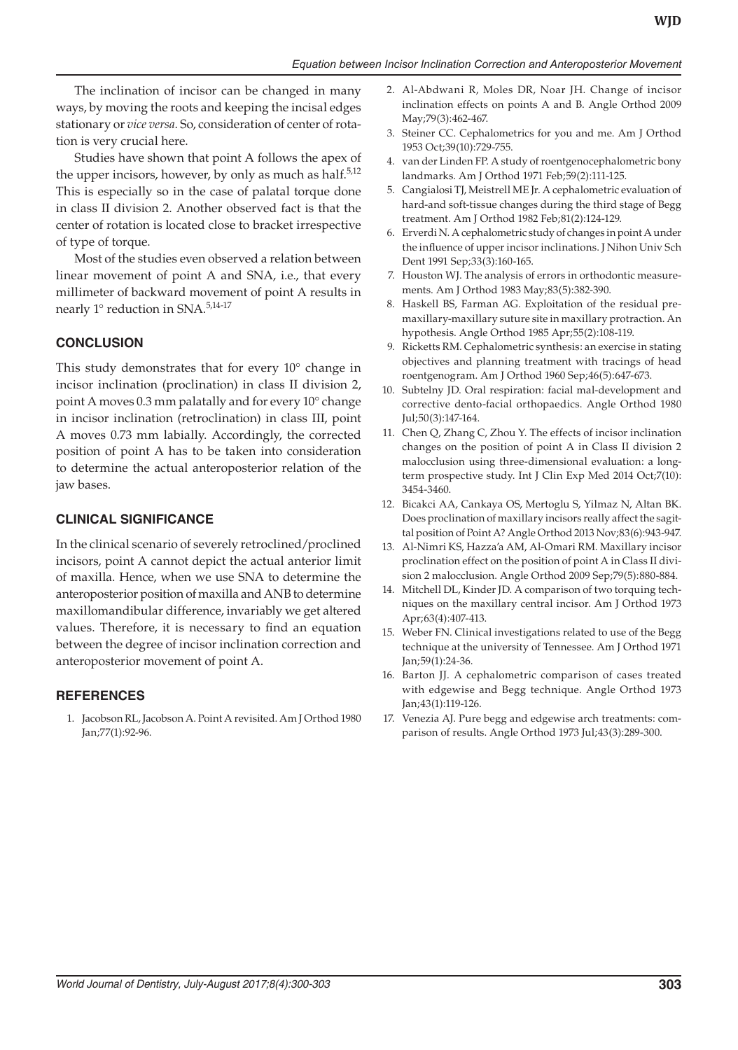The inclination of incisor can be changed in many ways, by moving the roots and keeping the incisal edges stationary or *vice versa*. So, consideration of center of rotation is very crucial here.

Studies have shown that point A follows the apex of the upper incisors, however, by only as much as half.[5,12] This is especially so in the case of palatal torque done in class II division 2. Another observed fact is that the center of rotation is located close to bracket irrespective of type of torque.

Most of the studies even observed a relation between linear movement of point A and SNA, i.e., that every millimeter of backward movement of point A results in nearly 1° reduction in SNA.[5,14-17]

## CONCLUSION

This study demonstrates that for every 10° change in incisor inclination (proclination) in class II division 2, point A moves 0.3 mm palatally and for every 10° change in incisor inclination (retroclination) in class III, point A moves 0.73 mm labially. Accordingly, the corrected position of point A has to be taken into consideration to determine the actual anteroposterior relation of the jaw bases.

## CLINICAL SIGNIFICANCE

In the clinical scenario of severely retroclined/proclined incisors, point A cannot depict the actual anterior limit of maxilla. Hence, when we use SNA to determine the anteroposterior position of maxilla and ANB to determine maxillomandibular difference, invariably we get altered values. Therefore, it is necessary to find an equation between the degree of incisor inclination correction and anteroposterior movement of point A.

## REFERENCES

1. Jacobson RL, Jacobson A. Point A revisited. Am J Orthod 1980 Jan;77(1):92-96.
2. Al-Abdwani R, Moles DR, Noar JH. Change of incisor inclination effects on points A and B. Angle Orthod 2009 May;79(3):462-467.
3. Steiner CC. Cephalometrics for you and me. Am J Orthod 1953 Oct;39(10):729-755.
4. van der Linden FP. A study of roentgenocephalometric bony landmarks. Am J Orthod 1971 Feb;59(2):111-125.
5. Cangialosi TJ, Meistrell ME Jr. A cephalometric evaluation of hard-and soft-tissue changes during the third stage of Begg treatment. Am J Orthod 1982 Feb;81(2):124-129.
6. Erverdi N. A cephalometric study of changes in point A under the influence of upper incisor inclinations. J Nihon Univ Sch Dent 1991 Sep;33(3):160-165.
7. Houston WJ. The analysis of errors in orthodontic measurements. Am J Orthod 1983 May;83(5):382-390.
8. Haskell BS, Farman AG. Exploitation of the residual premaxillary-maxillary suture site in maxillary protraction. An hypothesis. Angle Orthod 1985 Apr;55(2):108-119.
9. Ricketts RM. Cephalometric synthesis: an exercise in stating objectives and planning treatment with tracings of head roentgenogram. Am J Orthod 1960 Sep;46(5):647-673.
10. Subtelny JD. Oral respiration: facial mal-development and corrective dento-facial orthopaedics. Angle Orthod 1980 Jul;50(3):147-164.
11. Chen Q, Zhang C, Zhou Y. The effects of incisor inclination changes on the position of point A in Class II division 2 malocclusion using three-dimensional evaluation: a long-term prospective study. Int J Clin Exp Med 2014 Oct;7(10): 3454-3460.
12. Bicakci AA, Cankaya OS, Mertoglu S, Yilmaz N, Altan BK. Does proclination of maxillary incisors really affect the sagittal position of Point A? Angle Orthod 2013 Nov;83(6):943-947.
13. Al-Nimri KS, Hazza'a AM, Al-Omari RM. Maxillary incisor proclination effect on the position of point A in Class II division 2 malocclusion. Angle Orthod 2009 Sep;79(5):880-884.
14. Mitchell DL, Kinder JD. A comparison of two torquing techniques on the maxillary central incisor. Am J Orthod 1973 Apr;63(4):407-413.
15. Weber FN. Clinical investigations related to use of the Begg technique at the university of Tennessee. Am J Orthod 1971 Jan;59(1):24-36.
16. Barton JJ. A cephalometric comparison of cases treated with edgewise and Begg technique. Angle Orthod 1973 Jan;43(1):119-126.
17. Venezia AJ. Pure begg and edgewise arch treatments: comparison of results. Angle Orthod 1973 Jul;43(3):289-300.